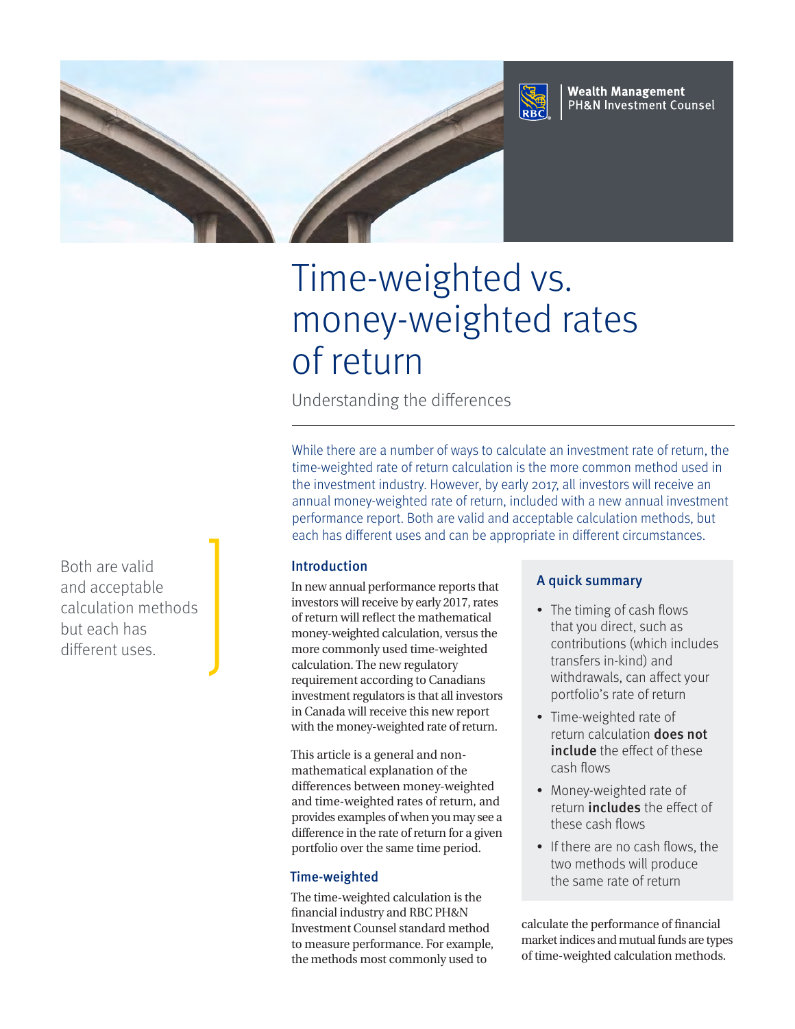Wealth Management
PH&N Investment Counsel

# Time-weighted vs. money-weighted rates of return

## Understanding the differences

While there are a number of ways to calculate an investment rate of return, the time-weighted rate of return calculation is the more common method used in the investment industry. However, by early 2017, all investors will receive an annual money-weighted rate of return, included with a new annual investment performance report. Both are valid and acceptable calculation methods, but each has different uses and can be appropriate in different circumstances.

Both are valid and acceptable calculation methods but each has different uses.

### Introduction

In new annual performance reports that investors will receive by early 2017, rates of return will reflect the mathematical money-weighted calculation, versus the more commonly used time-weighted calculation. The new regulatory requirement according to Canadians investment regulators is that all investors in Canada will receive this new report with the money-weighted rate of return.

This article is a general and non-mathematical explanation of the differences between money-weighted and time-weighted rates of return, and provides examples of when you may see a difference in the rate of return for a given portfolio over the same time period.

### A quick summary

- The timing of cash flows that you direct, such as contributions (which includes transfers in-kind) and withdrawals, can affect your portfolio's rate of return
- Time-weighted rate of return calculation **does not include** the effect of these cash flows
- Money-weighted rate of return **includes** the effect of these cash flows
- If there are no cash flows, the two methods will produce the same rate of return

### Time-weighted

The time-weighted calculation is the financial industry and RBC PH&N Investment Counsel standard method to measure performance. For example, the methods most commonly used to calculate the performance of financial market indices and mutual funds are types of time-weighted calculation methods.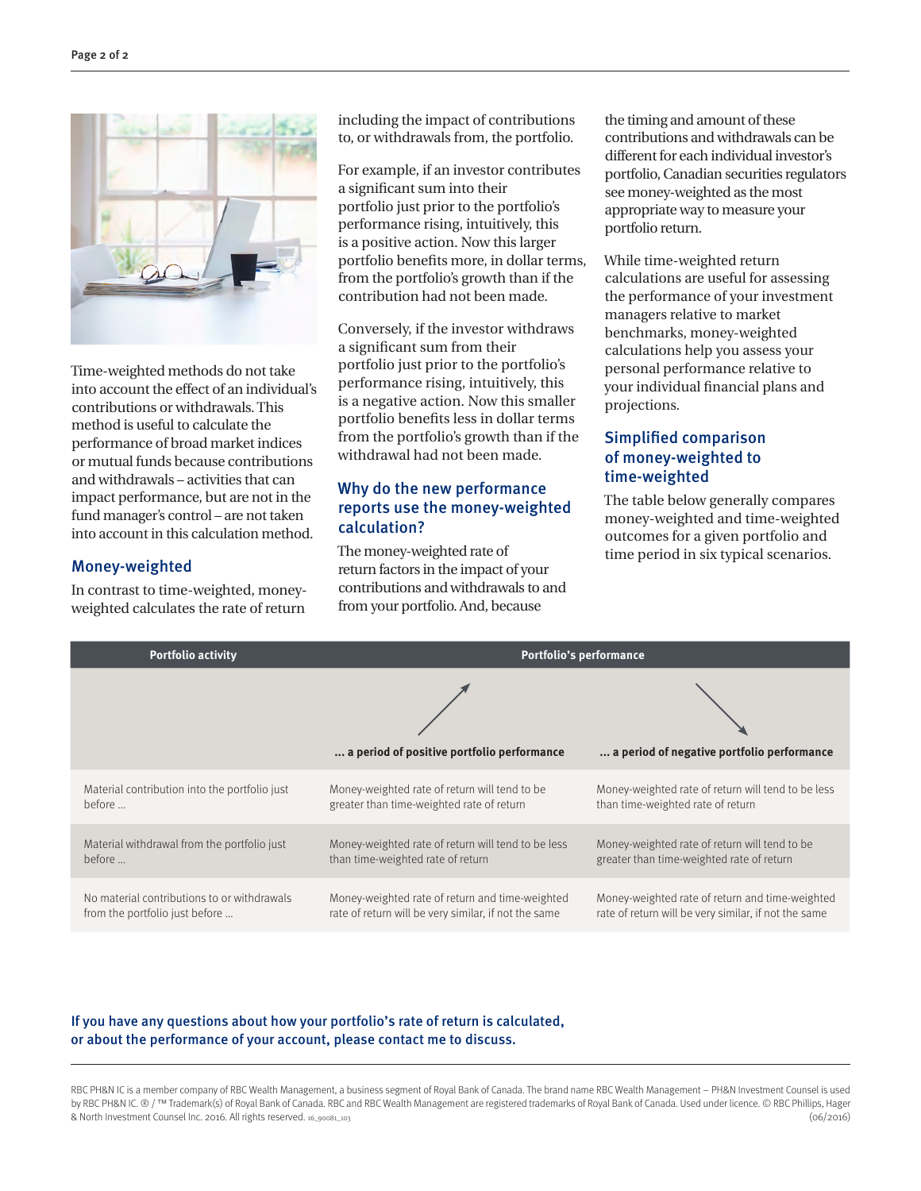Time-weighted methods do not take into account the effect of an individual's contributions or withdrawals. This method is useful to calculate the performance of broad market indices or mutual funds because contributions and withdrawals – activities that can impact performance, but are not in the fund manager's control – are not taken into account in this calculation method.

## Money-weighted

In contrast to time-weighted, money-weighted calculates the rate of return including the impact of contributions to, or withdrawals from, the portfolio.

For example, if an investor contributes a significant sum into their portfolio just prior to the portfolio's performance rising, intuitively, this is a positive action. Now this larger portfolio benefits more, in dollar terms, from the portfolio's growth than if the contribution had not been made.

Conversely, if the investor withdraws a significant sum from their portfolio just prior to the portfolio's performance rising, intuitively, this is a negative action. Now this smaller portfolio benefits less in dollar terms from the portfolio's growth than if the withdrawal had not been made.

## Why do the new performance reports use the money-weighted calculation?

The money-weighted rate of return factors in the impact of your contributions and withdrawals to and from your portfolio. And, because the timing and amount of these contributions and withdrawals can be different for each individual investor's portfolio, Canadian securities regulators see money-weighted as the most appropriate way to measure your portfolio return.

While time-weighted return calculations are useful for assessing the performance of your investment managers relative to market benchmarks, money-weighted calculations help you assess your personal performance relative to your individual financial plans and projections.

## Simplified comparison of money-weighted to time-weighted

The table below generally compares money-weighted and time-weighted outcomes for a given portfolio and time period in six typical scenarios.

| Portfolio activity | Portfolio's performance | |
|---|---|---|
| | ... a period of positive portfolio performance | ... a period of negative portfolio performance |
| Material contribution into the portfolio just before ... | Money-weighted rate of return will tend to be greater than time-weighted rate of return | Money-weighted rate of return will tend to be less than time-weighted rate of return |
| Material withdrawal from the portfolio just before ... | Money-weighted rate of return will tend to be less than time-weighted rate of return | Money-weighted rate of return will tend to be greater than time-weighted rate of return |
| No material contributions to or withdrawals from the portfolio just before ... | Money-weighted rate of return and time-weighted rate of return will be very similar, if not the same | Money-weighted rate of return and time-weighted rate of return will be very similar, if not the same |

**If you have any questions about how your portfolio's rate of return is calculated, or about the performance of your account, please contact me to discuss.**

RBC PH&N IC is a member company of RBC Wealth Management, a business segment of Royal Bank of Canada. The brand name RBC Wealth Management – PH&N Investment Counsel is used by RBC PH&N IC. ® / ™ Trademark(s) of Royal Bank of Canada. RBC and RBC Wealth Management are registered trademarks of Royal Bank of Canada. Used under licence. © RBC Phillips, Hager & North Investment Counsel Inc. 2016. All rights reserved. 16_90081_103 (06/2016)